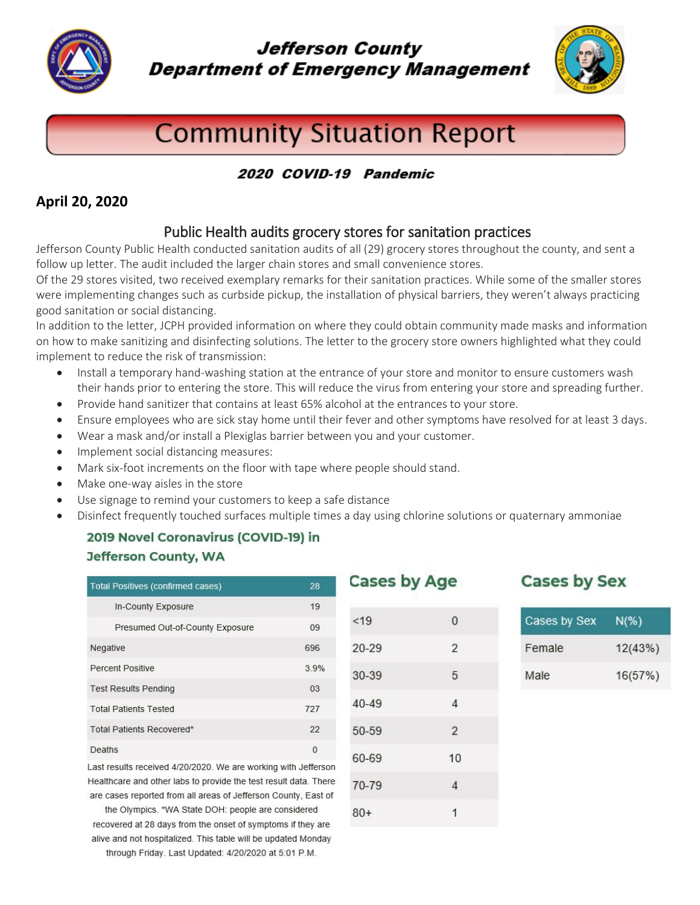# Jefferson County Department of Emergency Management

# Community Situation Report

***2020 COVID-19 Pandemic***

**April 20, 2020**

## Public Health audits grocery stores for sanitation practices

Jefferson County Public Health conducted sanitation audits of all (29) grocery stores throughout the county, and sent a follow up letter. The audit included the larger chain stores and small convenience stores.

Of the 29 stores visited, two received exemplary remarks for their sanitation practices. While some of the smaller stores were implementing changes such as curbside pickup, the installation of physical barriers, they weren't always practicing good sanitation or social distancing.

In addition to the letter, JCPH provided information on where they could obtain community made masks and information on how to make sanitizing and disinfecting solutions. The letter to the grocery store owners highlighted what they could implement to reduce the risk of transmission:

- Install a temporary hand-washing station at the entrance of your store and monitor to ensure customers wash their hands prior to entering the store. This will reduce the virus from entering your store and spreading further.
- Provide hand sanitizer that contains at least 65% alcohol at the entrances to your store.
- Ensure employees who are sick stay home until their fever and other symptoms have resolved for at least 3 days.
- Wear a mask and/or install a Plexiglas barrier between you and your customer.
- Implement social distancing measures:
- Mark six-foot increments on the floor with tape where people should stand.
- Make one-way aisles in the store
- Use signage to remind your customers to keep a safe distance
- Disinfect frequently touched surfaces multiple times a day using chlorine solutions or quaternary ammoniae

### 2019 Novel Coronavirus (COVID-19) in Jefferson County, WA

| Total Positives (confirmed cases) | 28 |
|---|---|
| In-County Exposure | 19 |
| Presumed Out-of-County Exposure | 09 |
| Negative | 696 |
| Percent Positive | 3.9% |
| Test Results Pending | 03 |
| Total Patients Tested | 727 |
| Total Patients Recovered* | 22 |
| Deaths | 0 |

Last results received 4/20/2020. We are working with Jefferson Healthcare and other labs to provide the test result data. There are cases reported from all areas of Jefferson County, East of the Olympics. *WA State DOH: people are considered recovered at 28 days from the onset of symptoms if they are alive and not hospitalized. This table will be updated Monday through Friday. Last Updated: 4/20/2020 at 5:01 P.M.

### Cases by Age

| Age | Cases |
|---|---|
| <19 | 0 |
| 20-29 | 2 |
| 30-39 | 5 |
| 40-49 | 4 |
| 50-59 | 2 |
| 60-69 | 10 |
| 70-79 | 4 |
| 80+ | 1 |

### Cases by Sex

| Cases by Sex | N(%) |
|---|---|
| Female | 12(43%) |
| Male | 16(57%) |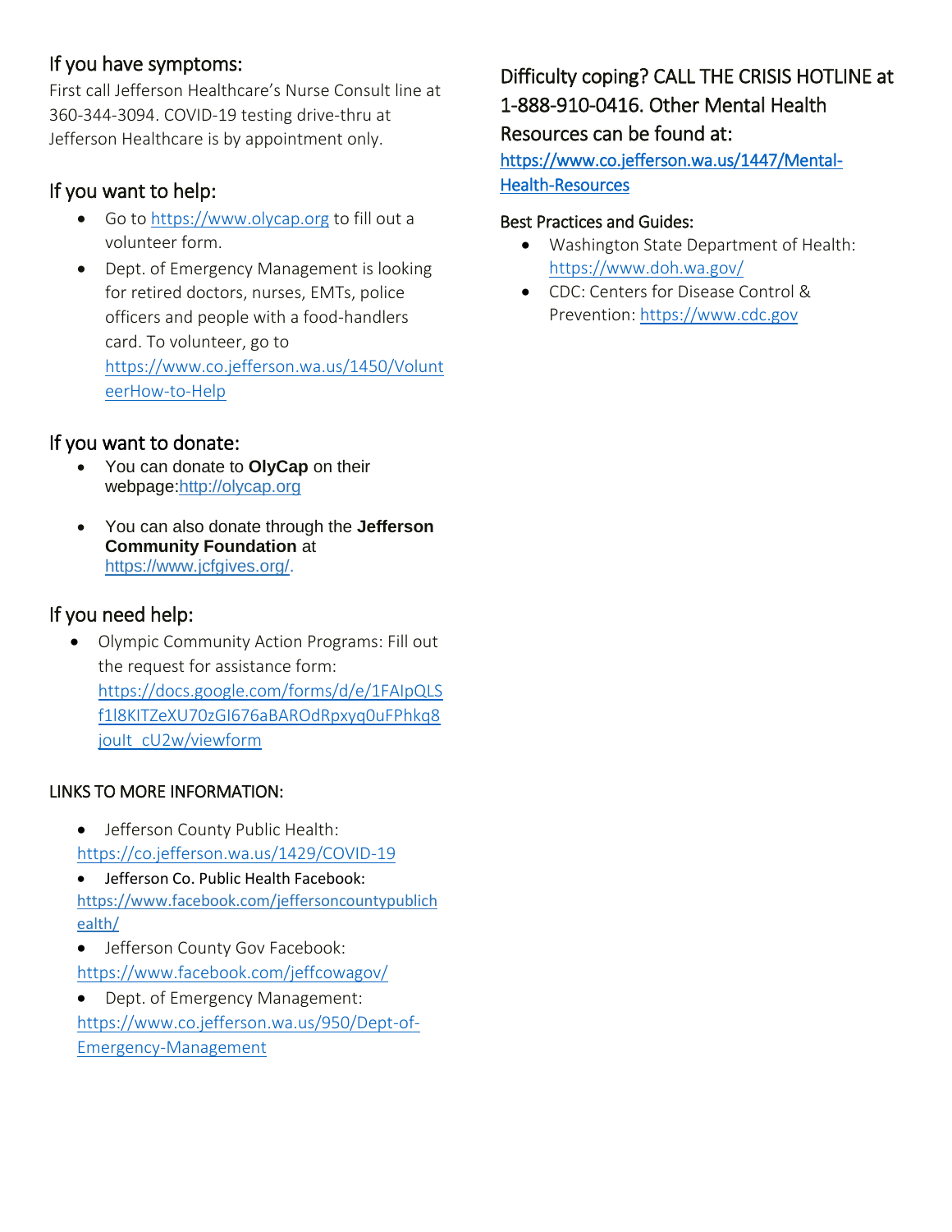## If you have symptoms:

First call Jefferson Healthcare's Nurse Consult line at 360-344-3094. COVID-19 testing drive-thru at Jefferson Healthcare is by appointment only.

## If you want to help:

- Go to https://www.olycap.org to fill out a volunteer form.
- Dept. of Emergency Management is looking for retired doctors, nurses, EMTs, police officers and people with a food-handlers card. To volunteer, go to https://www.co.jefferson.wa.us/1450/VolunteerHow-to-Help

## If you want to donate:

- You can donate to **OlyCap** on their webpage:http://olycap.org
- You can also donate through the **Jefferson Community Foundation** at https://www.jcfgives.org/.

## If you need help:

- Olympic Community Action Programs: Fill out the request for assistance form: https://docs.google.com/forms/d/e/1FAIpQLSf1I8KITZeXU70zGI676aBARОdRpxyq0uFPhkq8joult_cU2w/viewform

### LINKS TO MORE INFORMATION:

- Jefferson County Public Health: https://co.jefferson.wa.us/1429/COVID-19
- Jefferson Co. Public Health Facebook: https://www.facebook.com/jeffersoncountypublichealth/
- Jefferson County Gov Facebook: https://www.facebook.com/jeffcowagov/
- Dept. of Emergency Management: https://www.co.jefferson.wa.us/950/Dept-of-Emergency-Management

## Difficulty coping? CALL THE CRISIS HOTLINE at 1-888-910-0416. Other Mental Health Resources can be found at:

https://www.co.jefferson.wa.us/1447/Mental-Health-Resources

### Best Practices and Guides:

- Washington State Department of Health: https://www.doh.wa.gov/
- CDC: Centers for Disease Control & Prevention: https://www.cdc.gov